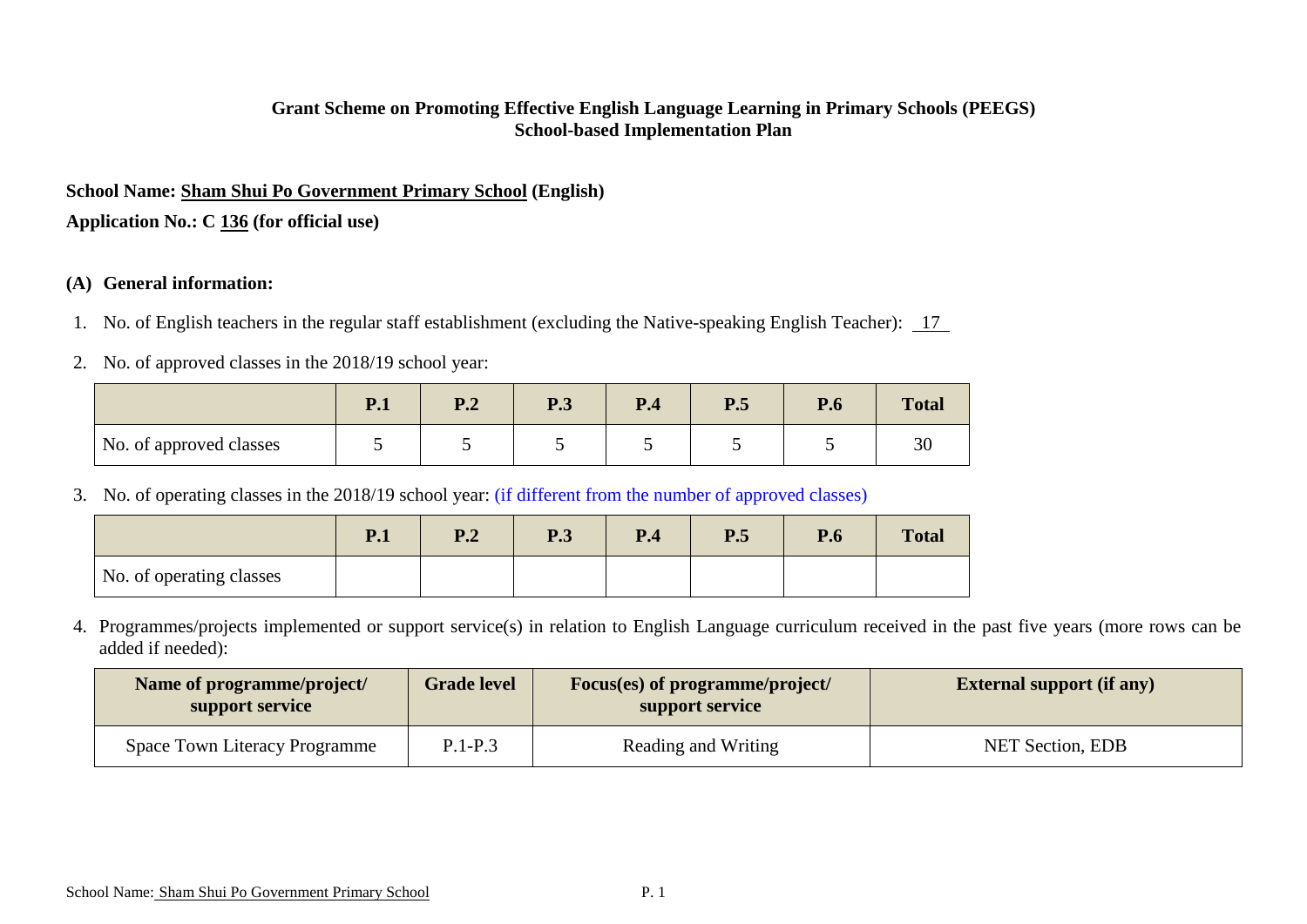**Grant Scheme on Promoting Effective English Language Learning in Primary Schools (PEEGS)**
**School-based Implementation Plan**

**School Name: Sham Shui Po Government Primary School (English)**

**Application No.: C 136 (for official use)**

### (A) General information:

1. No. of English teachers in the regular staff establishment (excluding the Native-speaking English Teacher): 17

2. No. of approved classes in the 2018/19 school year:

| | P.1 | P.2 | P.3 | P.4 | P.5 | P.6 | Total |
|---|---|---|---|---|---|---|---|
| No. of approved classes | 5 | 5 | 5 | 5 | 5 | 5 | 30 |

3. No. of operating classes in the 2018/19 school year: (if different from the number of approved classes)

| | P.1 | P.2 | P.3 | P.4 | P.5 | P.6 | Total |
|---|---|---|---|---|---|---|---|
| No. of operating classes | | | | | | | |

4. Programmes/projects implemented or support service(s) in relation to English Language curriculum received in the past five years (more rows can be added if needed):

| Name of programme/project/ support service | Grade level | Focus(es) of programme/project/ support service | External support (if any) |
|---|---|---|---|
| Space Town Literacy Programme | P.1-P.3 | Reading and Writing | NET Section, EDB |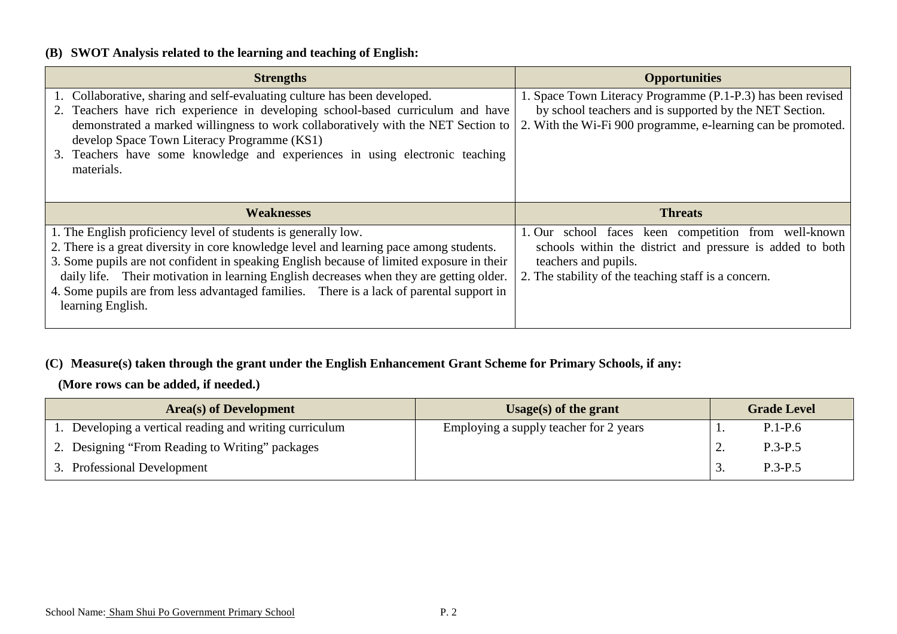### (B) SWOT Analysis related to the learning and teaching of English:

| Strengths | Opportunities |
| --- | --- |
| 1. Collaborative, sharing and self-evaluating culture has been developed.<br>2. Teachers have rich experience in developing school-based curriculum and have demonstrated a marked willingness to work collaboratively with the NET Section to develop Space Town Literacy Programme (KS1)<br>3. Teachers have some knowledge and experiences in using electronic teaching materials. | 1. Space Town Literacy Programme (P.1-P.3) has been revised by school teachers and is supported by the NET Section.<br>2. With the Wi-Fi 900 programme, e-learning can be promoted. |
| **Weaknesses** | **Threats** |
| 1. The English proficiency level of students is generally low.<br>2. There is a great diversity in core knowledge level and learning pace among students.<br>3. Some pupils are not confident in speaking English because of limited exposure in their daily life. Their motivation in learning English decreases when they are getting older.<br>4. Some pupils are from less advantaged families. There is a lack of parental support in learning English. | 1. Our school faces keen competition from well-known schools within the district and pressure is added to both teachers and pupils.<br>2. The stability of the teaching staff is a concern. |

### (C) Measure(s) taken through the grant under the English Enhancement Grant Scheme for Primary Schools, if any:

**(More rows can be added, if needed.)**

| Area(s) of Development | Usage(s) of the grant | Grade Level |
| --- | --- | --- |
| 1. Developing a vertical reading and writing curriculum | Employing a supply teacher for 2 years | 1. P.1-P.6 |
| 2. Designing "From Reading to Writing" packages | | 2. P.3-P.5 |
| 3. Professional Development | | 3. P.3-P.5 |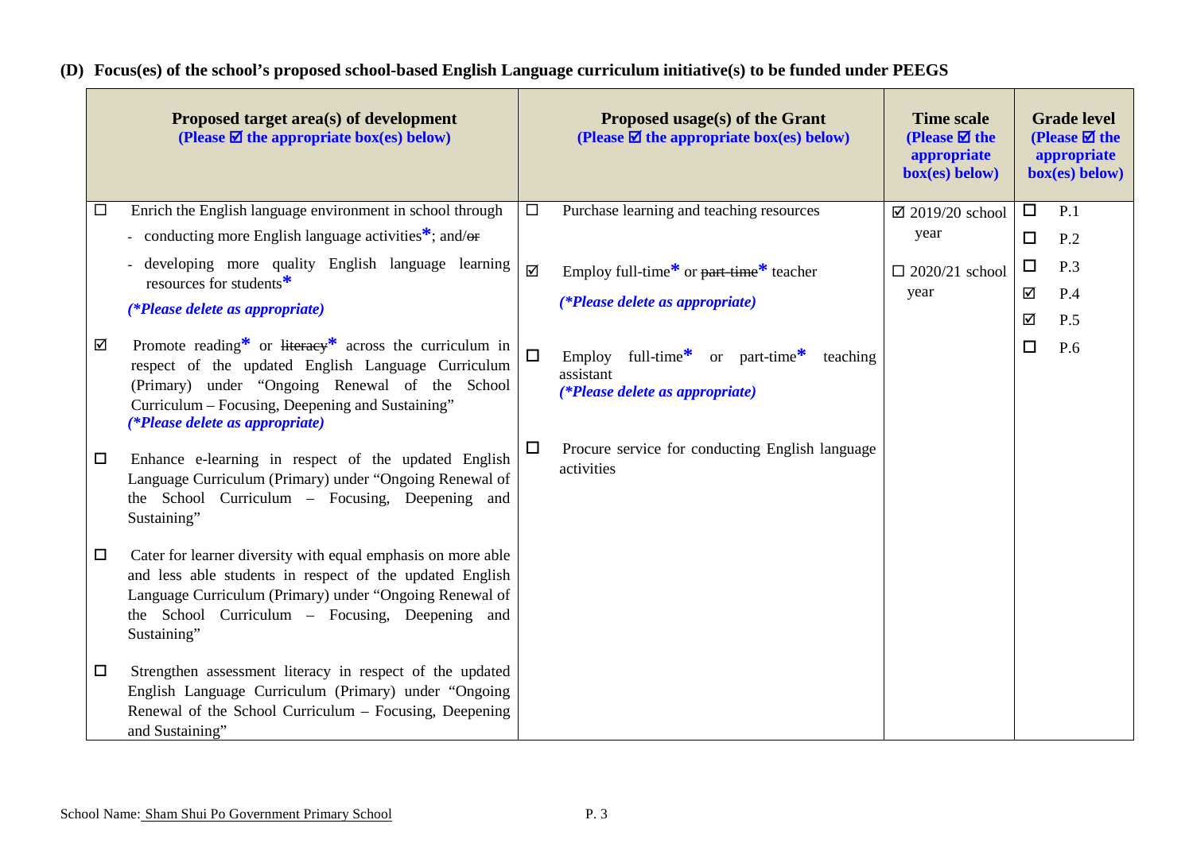### (D) Focus(es) of the school's proposed school-based English Language curriculum initiative(s) to be funded under PEEGS

| Proposed target area(s) of development (Please ☑ the appropriate box(es) below) | Proposed usage(s) of the Grant (Please ☑ the appropriate box(es) below) | Time scale (Please ☑ the appropriate box(es) below) | Grade level (Please ☑ the appropriate box(es) below) |
|---|---|---|---|
| ☐ Enrich the English language environment in school through<br>- conducting more English language activities*; and/~~or~~<br>- developing more quality English language learning resources for students*<br>*(\*Please delete as appropriate)* | ☐ Purchase learning and teaching resources | ☑ 2019/20 school year<br><br>☐ 2020/21 school year | ☐ P.1<br>☐ P.2<br>☐ P.3<br>☑ P.4<br>☑ P.5<br>☐ P.6 |
| ☑ Promote reading* or ~~literacy~~* across the curriculum in respect of the updated English Language Curriculum (Primary) under "Ongoing Renewal of the School Curriculum – Focusing, Deepening and Sustaining"<br>*(\*Please delete as appropriate)* | ☑ Employ full-time* or ~~part-time~~* teacher<br>*(\*Please delete as appropriate)* | | |
| ☐ Enhance e-learning in respect of the updated English Language Curriculum (Primary) under "Ongoing Renewal of the School Curriculum – Focusing, Deepening and Sustaining" | ☐ Employ full-time* or part-time* teaching assistant<br>*(\*Please delete as appropriate)* | | |
| ☐ Cater for learner diversity with equal emphasis on more able and less able students in respect of the updated English Language Curriculum (Primary) under "Ongoing Renewal of the School Curriculum – Focusing, Deepening and Sustaining" | ☐ Procure service for conducting English language activities | | |
| ☐ Strengthen assessment literacy in respect of the updated English Language Curriculum (Primary) under "Ongoing Renewal of the School Curriculum – Focusing, Deepening and Sustaining" | | | |

School Name: Sham Shui Po Government Primary School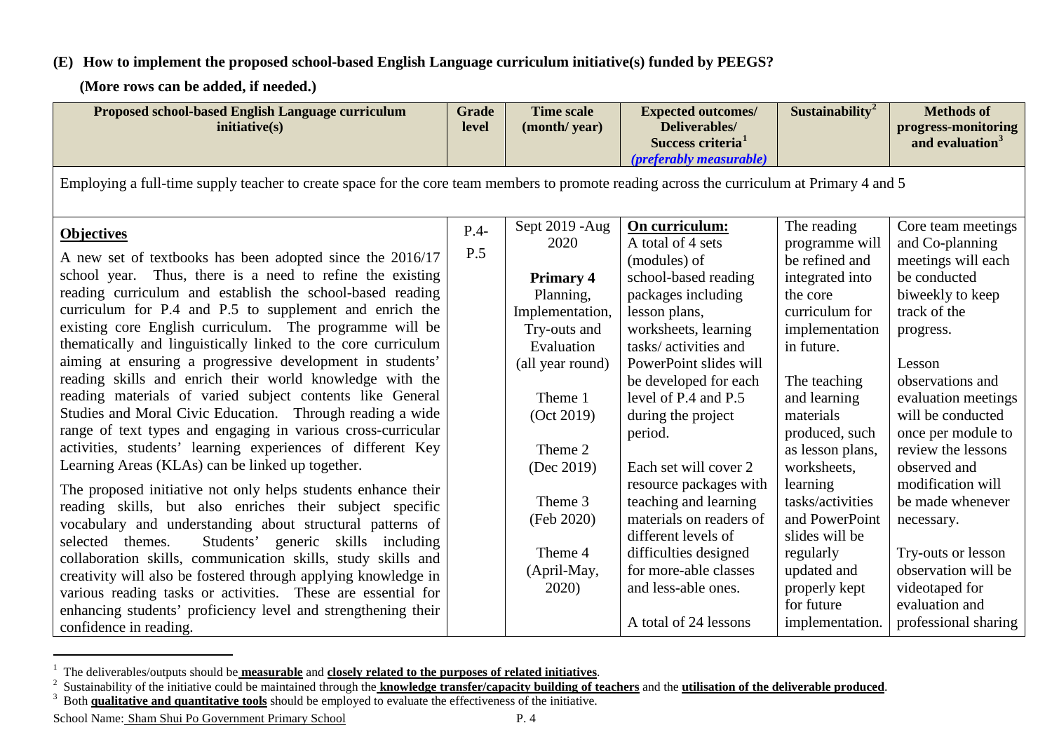**(E) How to implement the proposed school-based English Language curriculum initiative(s) funded by PEEGS?**

**(More rows can be added, if needed.)**

| Proposed school-based English Language curriculum initiative(s) | Grade level | Time scale (month/ year) | Expected outcomes/ Deliverables/ Success criteria[1] *(preferably measurable)* | Sustainability[2] | Methods of progress-monitoring and evaluation[3] |
|---|---|---|---|---|---|
| Employing a full-time supply teacher to create space for the core team members to promote reading across the curriculum at Primary 4 and 5 | | | | | |
| **Objectives**<br><br>A new set of textbooks has been adopted since the 2016/17 school year. Thus, there is a need to refine the existing reading curriculum and establish the school-based reading curriculum for P.4 and P.5 to supplement and enrich the existing core English curriculum. The programme will be thematically and linguistically linked to the core curriculum aiming at ensuring a progressive development in students' reading skills and enrich their world knowledge with the reading materials of varied subject contents like General Studies and Moral Civic Education. Through reading a wide range of text types and engaging in various cross-curricular activities, students' learning experiences of different Key Learning Areas (KLAs) can be linked up together.<br><br>The proposed initiative not only helps students enhance their reading skills, but also enriches their subject specific vocabulary and understanding about structural patterns of selected themes. Students' generic skills including collaboration skills, communication skills, study skills and creativity will also be fostered through applying knowledge in various reading tasks or activities. These are essential for enhancing students' proficiency level and strengthening their confidence in reading. | P.4- P.5 | Sept 2019 -Aug 2020<br><br>**Primary 4**<br>Planning, Implementation, Try-outs and Evaluation (all year round)<br><br>Theme 1 (Oct 2019)<br><br>Theme 2 (Dec 2019)<br><br>Theme 3 (Feb 2020)<br><br>Theme 4 (April-May, 2020) | **On curriculum:**<br>A total of 4 sets (modules) of school-based reading packages including lesson plans, worksheets, learning tasks/ activities and PowerPoint slides will be developed for each level of P.4 and P.5 during the project period.<br><br>Each set will cover 2 resource packages with teaching and learning materials on readers of different levels of difficulties designed for more-able classes and less-able ones.<br><br>A total of 24 lessons | The reading programme will be refined and integrated into the core curriculum for implementation in future.<br><br>The teaching and learning materials produced, such as lesson plans, worksheets, learning tasks/activities and PowerPoint slides will be regularly updated and properly kept for future implementation. | Core team meetings and Co-planning meetings will each be conducted biweekly to keep track of the progress.<br><br>Lesson observations and evaluation meetings will be conducted once per module to review the lessons observed and modification will be made whenever necessary.<br><br>Try-outs or lesson observation will be videotaped for evaluation and professional sharing |

[1] The deliverables/outputs should be **measurable** and **closely related to the purposes of related initiatives**.

[2] Sustainability of the initiative could be maintained through the **knowledge transfer/capacity building of teachers** and the **utilisation of the deliverable produced**.

[3] Both **qualitative and quantitative tools** should be employed to evaluate the effectiveness of the initiative.

School Name: Sham Shui Po Government Primary School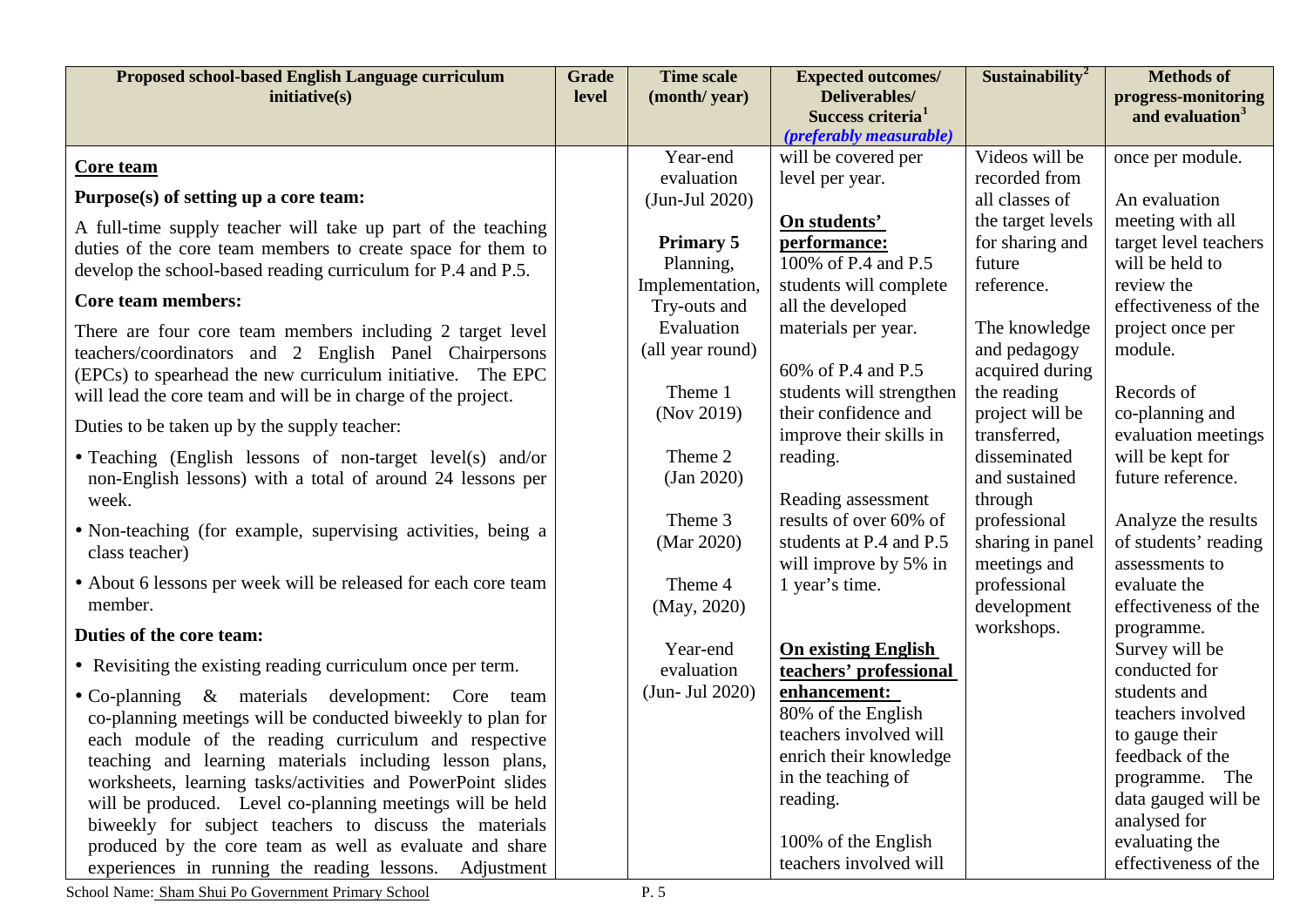| Proposed school-based English Language curriculum initiative(s) | Grade level | Time scale (month/ year) | Expected outcomes/ Deliverables/ Success criteria[1] *(preferably measurable)* | Sustainability[2] | Methods of progress-monitoring and evaluation[3] |
|---|---|---|---|---|---|
| **<u>Core team</u>**<br><br>**Purpose(s) of setting up a core team:**<br><br>A full-time supply teacher will take up part of the teaching duties of the core team members to create space for them to develop the school-based reading curriculum for P.4 and P.5.<br><br>**Core team members:**<br><br>There are four core team members including 2 target level teachers/coordinators and 2 English Panel Chairpersons (EPCs) to spearhead the new curriculum initiative. The EPC will lead the core team and will be in charge of the project.<br><br>Duties to be taken up by the supply teacher:<br><br>• Teaching (English lessons of non-target level(s) and/or non-English lessons) with a total of around 24 lessons per week.<br>• Non-teaching (for example, supervising activities, being a class teacher)<br>• About 6 lessons per week will be released for each core team member.<br><br>**Duties of the core team:**<br><br>• Revisiting the existing reading curriculum once per term.<br>• Co-planning & materials development: Core team co-planning meetings will be conducted biweekly to plan for each module of the reading curriculum and respective teaching and learning materials including lesson plans, worksheets, learning tasks/activities and PowerPoint slides will be produced. Level co-planning meetings will be held biweekly for subject teachers to discuss the materials produced by the core team as well as evaluate and share experiences in running the reading lessons. Adjustment | | Year-end evaluation (Jun-Jul 2020)<br><br>**Primary 5**<br>Planning, Implementation, Try-outs and Evaluation (all year round)<br><br>Theme 1 (Nov 2019)<br><br>Theme 2 (Jan 2020)<br><br>Theme 3 (Mar 2020)<br><br>Theme 4 (May, 2020)<br><br>Year-end evaluation (Jun- Jul 2020) | will be covered per level per year.<br><br>**<u>On students' performance:</u>**<br>100% of P.4 and P.5 students will complete all the developed materials per year.<br><br>60% of P.4 and P.5 students will strengthen their confidence and improve their skills in reading.<br><br>Reading assessment results of over 60% of students at P.4 and P.5 will improve by 5% in 1 year's time.<br><br>**<u>On existing English teachers' professional enhancement:</u>**<br>80% of the English teachers involved will enrich their knowledge in the teaching of reading.<br><br>100% of the English teachers involved will | Videos will be recorded from all classes of the target levels for sharing and future reference.<br><br>The knowledge and pedagogy acquired during the reading project will be transferred, disseminated and sustained through professional sharing in panel meetings and professional development workshops. | once per module.<br><br>An evaluation meeting with all target level teachers will be held to review the effectiveness of the project once per module.<br><br>Records of co-planning and evaluation meetings will be kept for future reference.<br><br>Analyze the results of students' reading assessments to evaluate the effectiveness of the programme. Survey will be conducted for students and teachers involved to gauge their feedback of the programme. The data gauged will be analysed for evaluating the effectiveness of the |

School Name: Sham Shui Po Government Primary School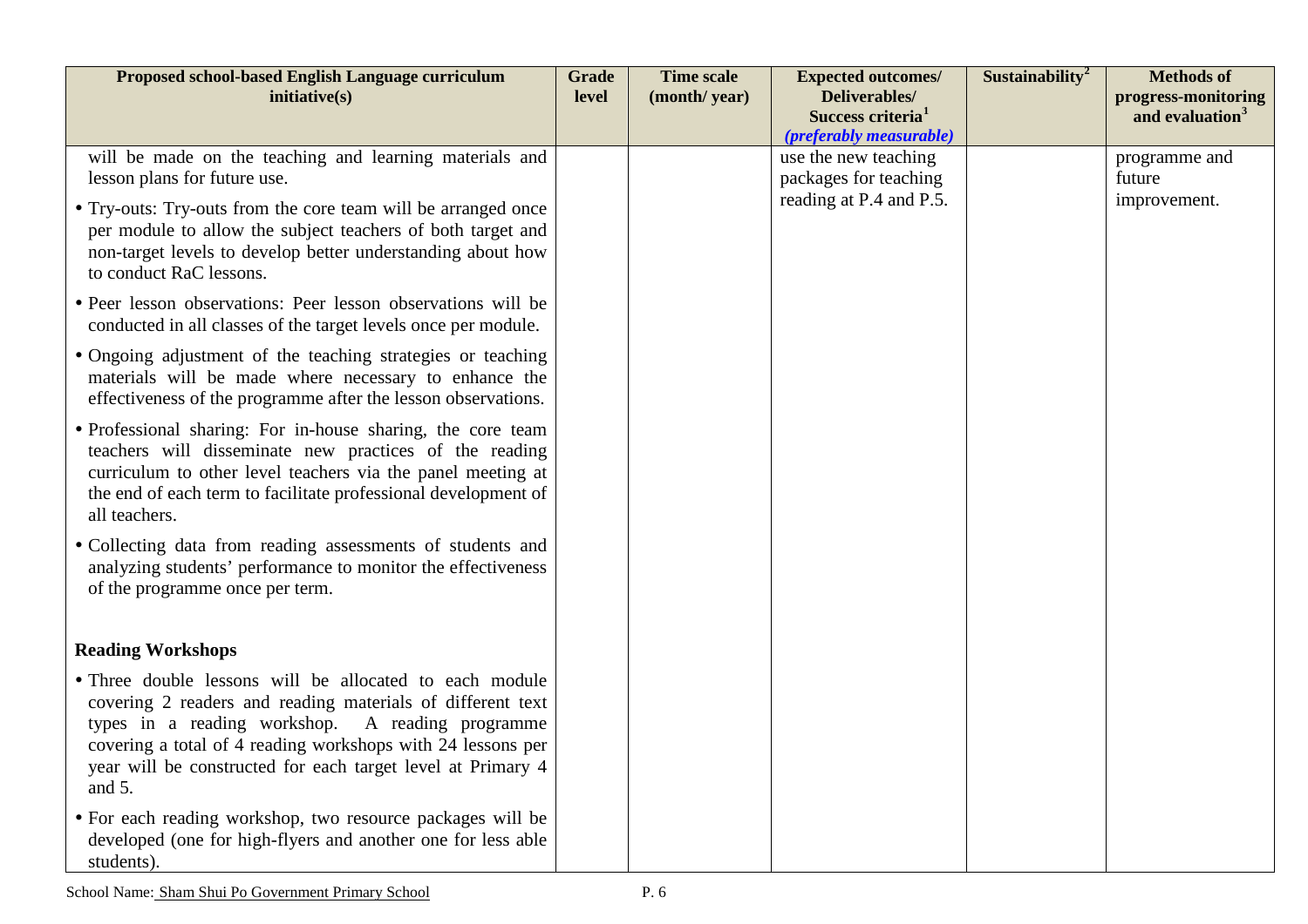| Proposed school-based English Language curriculum initiative(s) | Grade level | Time scale (month/ year) | Expected outcomes/ Deliverables/ Success criteria[1] *(preferably measurable)* | Sustainability[2] | Methods of progress-monitoring and evaluation[3] |
|---|---|---|---|---|---|
| will be made on the teaching and learning materials and lesson plans for future use.<br>• Try-outs: Try-outs from the core team will be arranged once per module to allow the subject teachers of both target and non-target levels to develop better understanding about how to conduct RaC lessons.<br>• Peer lesson observations: Peer lesson observations will be conducted in all classes of the target levels once per module.<br>• Ongoing adjustment of the teaching strategies or teaching materials will be made where necessary to enhance the effectiveness of the programme after the lesson observations.<br>• Professional sharing: For in-house sharing, the core team teachers will disseminate new practices of the reading curriculum to other level teachers via the panel meeting at the end of each term to facilitate professional development of all teachers.<br>• Collecting data from reading assessments of students and analyzing students' performance to monitor the effectiveness of the programme once per term.<br><br>**Reading Workshops**<br>• Three double lessons will be allocated to each module covering 2 readers and reading materials of different text types in a reading workshop. A reading programme covering a total of 4 reading workshops with 24 lessons per year will be constructed for each target level at Primary 4 and 5.<br>• For each reading workshop, two resource packages will be developed (one for high-flyers and another one for less able students). | | | use the new teaching packages for teaching reading at P.4 and P.5. | | programme and future improvement. |

School Name: Sham Shui Po Government Primary School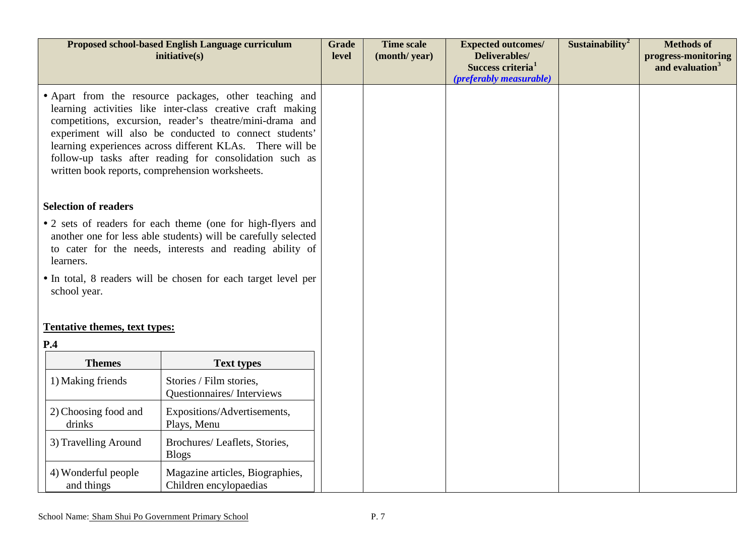| Proposed school-based English Language curriculum initiative(s) | Grade level | Time scale (month/ year) | Expected outcomes/ Deliverables/ Success criteria[1] *(preferably measurable)* | Sustainability[2] | Methods of progress-monitoring and evaluation[3] |
|---|---|---|---|---|---|
| • Apart from the resource packages, other teaching and learning activities like inter-class creative craft making competitions, excursion, reader's theatre/mini-drama and experiment will also be conducted to connect students' learning experiences across different KLAs. There will be follow-up tasks after reading for consolidation such as written book reports, comprehension worksheets.<br><br>**Selection of readers**<br>• 2 sets of readers for each theme (one for high-flyers and another one for less able students) will be carefully selected to cater for the needs, interests and reading ability of learners.<br>• In total, 8 readers will be chosen for each target level per school year.<br><br>**Tentative themes, text types:**<br>**P.4** | | | | | |

| Themes | Text types |
|---|---|
| 1) Making friends | Stories / Film stories, Questionnaires/ Interviews |
| 2) Choosing food and drinks | Expositions/Advertisements, Plays, Menu |
| 3) Travelling Around | Brochures/ Leaflets, Stories, Blogs |
| 4) Wonderful people and things | Magazine articles, Biographies, Children encylopaedias |

School Name: Sham Shui Po Government Primary School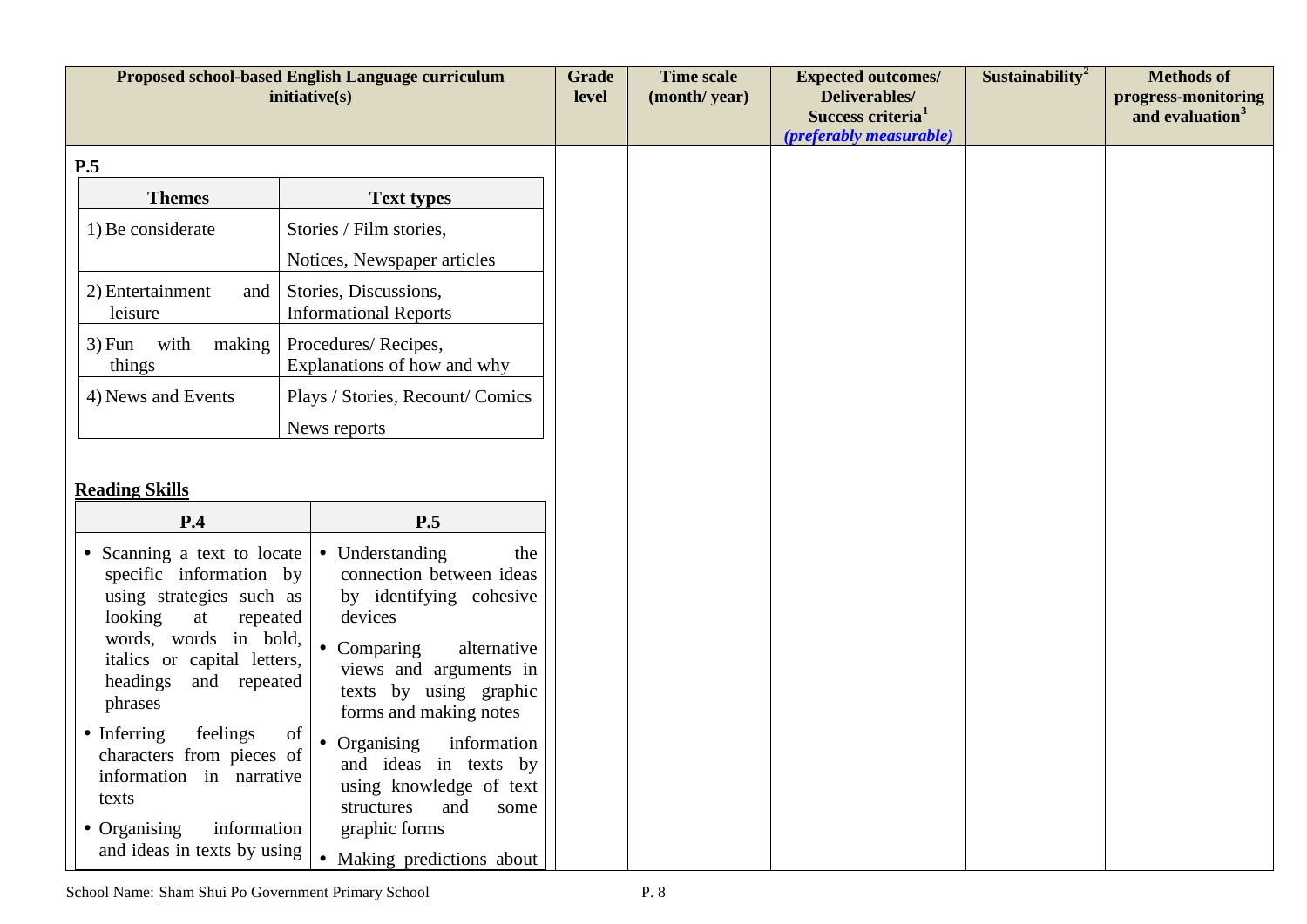| Proposed school-based English Language curriculum initiative(s) | Grade level | Time scale (month/ year) | Expected outcomes/ Deliverables/ Success criteria[1] *(preferably measurable)* | Sustainability[2] | Methods of progress-monitoring and evaluation[3] |
|---|---|---|---|---|---|
| (see below) | | | | | |

**P.5**

| Themes | Text types |
|---|---|
| 1) Be considerate | Stories / Film stories, Notices, Newspaper articles |
| 2) Entertainment and leisure | Stories, Discussions, Informational Reports |
| 3) Fun with making things | Procedures/ Recipes, Explanations of how and why |
| 4) News and Events | Plays / Stories, Recount/ Comics News reports |

**Reading Skills**

| P.4 | P.5 |
|---|---|
| • Scanning a text to locate specific information by using strategies such as looking at repeated words, words in bold, italics or capital letters, headings and repeated phrases<br>• Inferring feelings of characters from pieces of information in narrative texts<br>• Organising information and ideas in texts by using | • Understanding the connection between ideas by identifying cohesive devices<br>• Comparing alternative views and arguments in texts by using graphic forms and making notes<br>• Organising information and ideas in texts by using knowledge of text structures and some graphic forms<br>• Making predictions about |

School Name: Sham Shui Po Government Primary School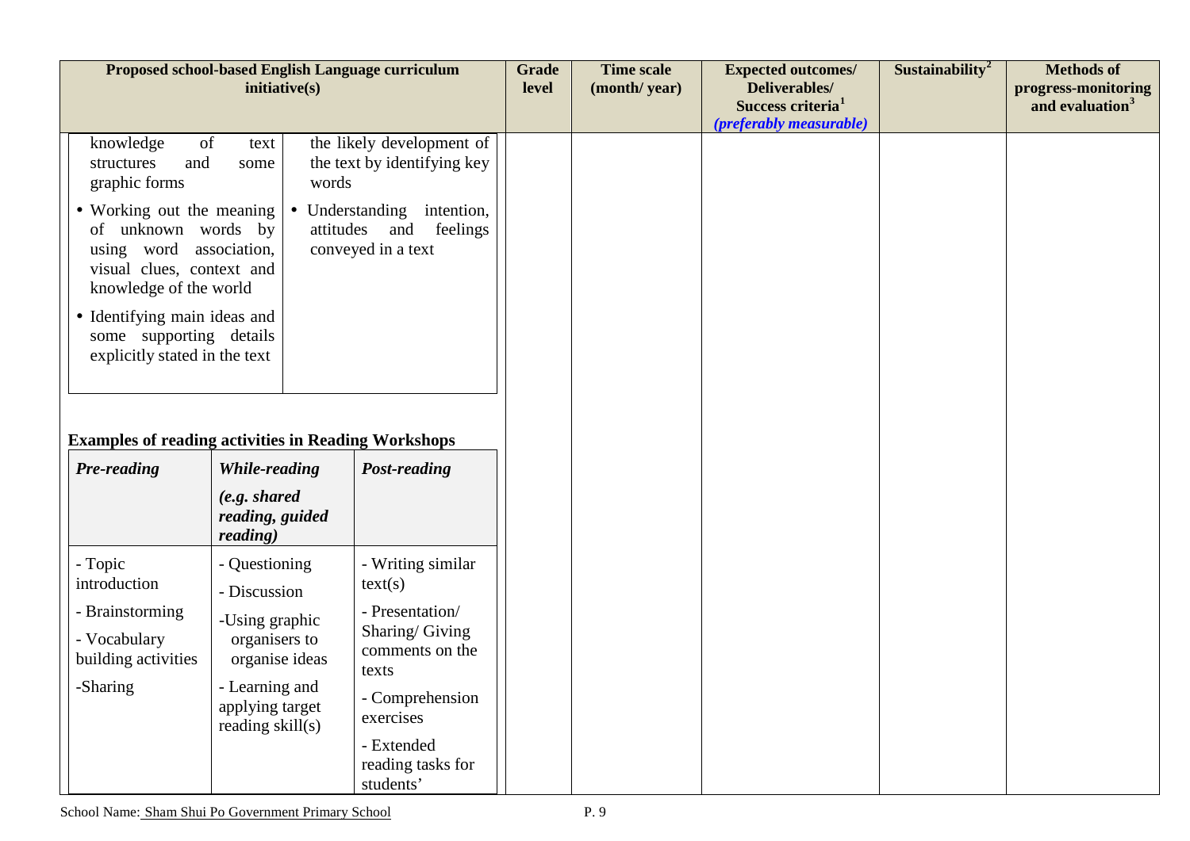| Proposed school-based English Language curriculum initiative(s) | Grade level | Time scale (month/ year) | Expected outcomes/ Deliverables/ Success criteria[1] *(preferably measurable)* | Sustainability[2] | Methods of progress-monitoring and evaluation[3] |
|---|---|---|---|---|---|
| (see content below) | | | | | |

| | |
|---|---|
| knowledge of text structures and some graphic forms<br>• Working out the meaning of unknown words by using word association, visual clues, context and knowledge of the world<br>• Identifying main ideas and some supporting details explicitly stated in the text | the likely development of the text by identifying key words<br>• Understanding intention, attitudes and feelings conveyed in a text |

**Examples of reading activities in Reading Workshops**

| ***Pre-reading*** | ***While-reading (e.g. shared reading, guided reading)*** | ***Post-reading*** |
|---|---|---|
| - Topic introduction<br>- Brainstorming<br>- Vocabulary building activities<br>-Sharing | - Questioning<br>- Discussion<br>-Using graphic organisers to organise ideas<br>- Learning and applying target reading skill(s) | - Writing similar text(s)<br>- Presentation/ Sharing/ Giving comments on the texts<br>- Comprehension exercises<br>- Extended reading tasks for students' |

School Name: Sham Shui Po Government Primary School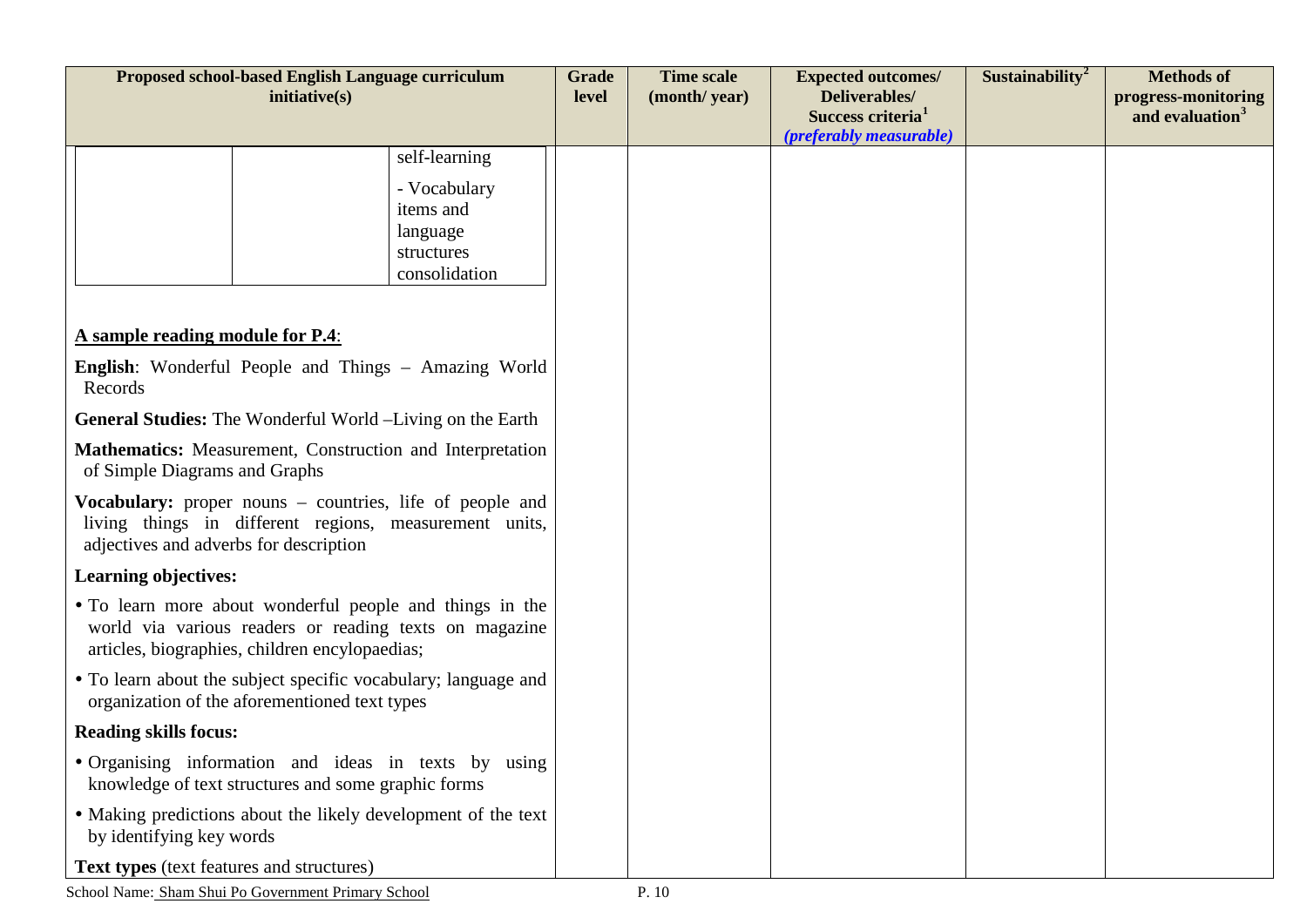| Proposed school-based English Language curriculum initiative(s) | Grade level | Time scale (month/ year) | Expected outcomes/ Deliverables/ Success criteria[1] *(preferably measurable)* | Sustainability[2] | Methods of progress-monitoring and evaluation[3] |
|---|---|---|---|---|---|
| | | | | | |

| | | |
|---|---|---|
| | | self-learning<br>- Vocabulary items and language structures consolidation |

**A sample reading module for P.4**:

**English**: Wonderful People and Things – Amazing World Records

**General Studies:** The Wonderful World –Living on the Earth

**Mathematics:** Measurement, Construction and Interpretation of Simple Diagrams and Graphs

**Vocabulary:** proper nouns – countries, life of people and living things in different regions, measurement units, adjectives and adverbs for description

**Learning objectives:**

- To learn more about wonderful people and things in the world via various readers or reading texts on magazine articles, biographies, children encylopaedias;
- To learn about the subject specific vocabulary; language and organization of the aforementioned text types

**Reading skills focus:**

- Organising information and ideas in texts by using knowledge of text structures and some graphic forms
- Making predictions about the likely development of the text by identifying key words

**Text types** (text features and structures)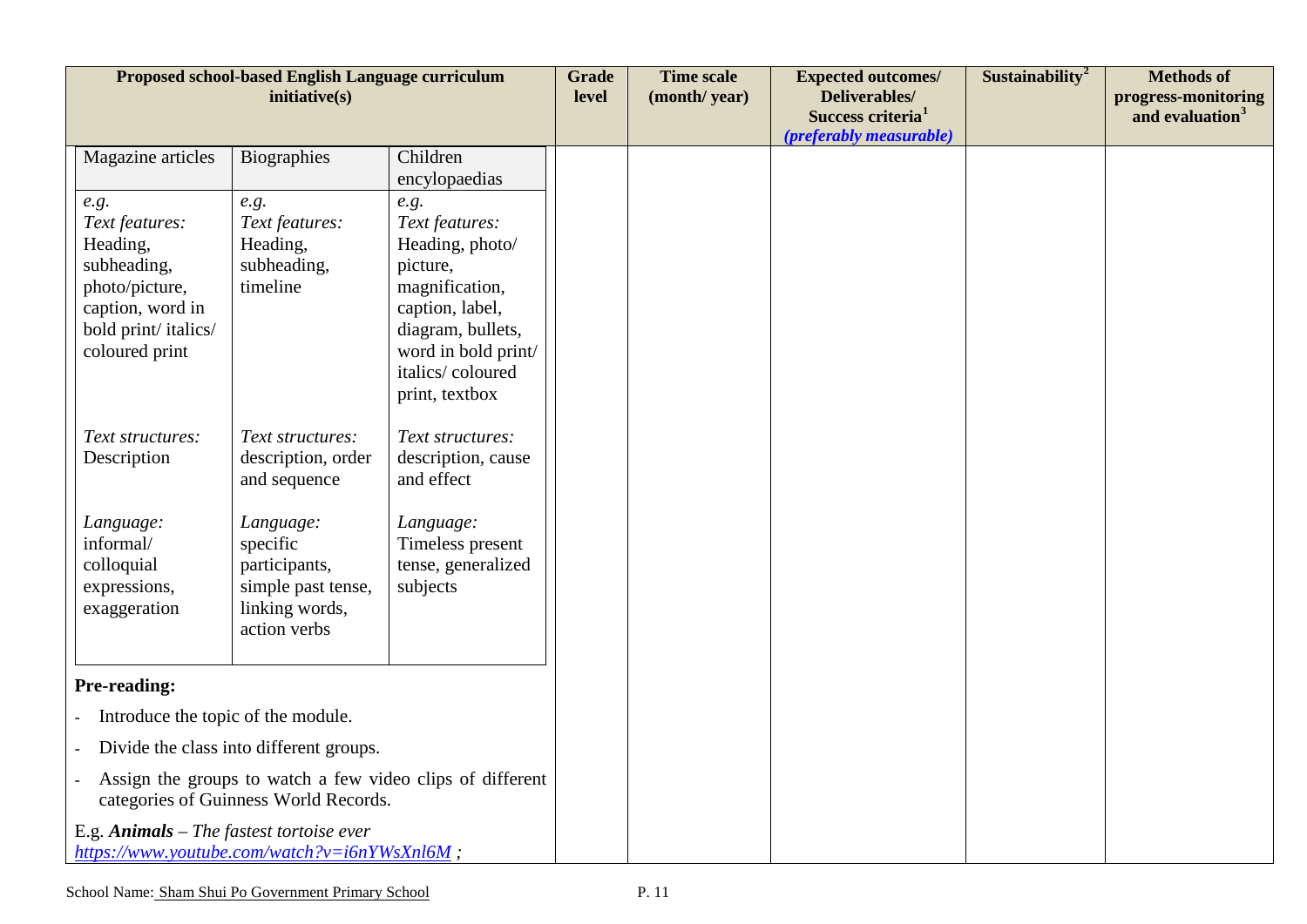| Proposed school-based English Language curriculum initiative(s) | Grade level | Time scale (month/ year) | Expected outcomes/ Deliverables/ Success criteria[1] *(preferably measurable)* | Sustainability[2] | Methods of progress-monitoring and evaluation[3] |
|---|---|---|---|---|---|
| (see nested table and text below) | | | | | |

| Magazine articles | Biographies | Children encyclopaedias |
|---|---|---|
| *e.g.* *Text features:* Heading, subheading, photo/picture, caption, word in bold print/ italics/ coloured print | *e.g.* *Text features:* Heading, subheading, timeline | *e.g.* *Text features:* Heading, photo/ picture, magnification, caption, label, diagram, bullets, word in bold print/ italics/ coloured print, textbox |
| *Text structures:* Description | *Text structures:* description, order and sequence | *Text structures:* description, cause and effect |
| *Language:* informal/ colloquial expressions, exaggeration | *Language:* specific participants, simple past tense, linking words, action verbs | *Language:* Timeless present tense, generalized subjects |

**Pre-reading:**

- Introduce the topic of the module.
- Divide the class into different groups.
- Assign the groups to watch a few video clips of different categories of Guinness World Records.

E.g. ***Animals*** – *The fastest tortoise ever*
https://www.youtube.com/watch?v=i6nYWsXnl6M ;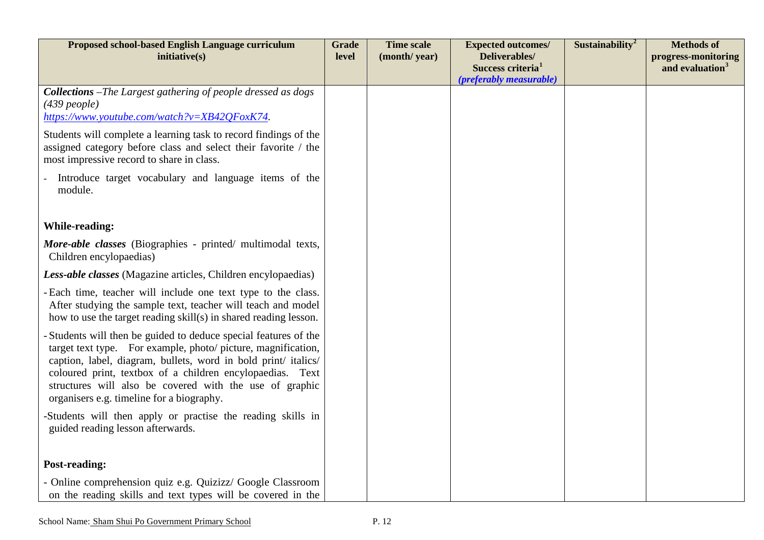| Proposed school-based English Language curriculum initiative(s) | Grade level | Time scale (month/ year) | Expected outcomes/ Deliverables/ Success criteria[1] *(preferably measurable)* | Sustainability[2] | Methods of progress-monitoring and evaluation[3] |
|---|---|---|---|---|---|
| ***Collections*** *–The Largest gathering of people dressed as dogs (439 people)* *https://www.youtube.com/watch?v=XB42QFoxK74.* <br><br> Students will complete a learning task to record findings of the assigned category before class and select their favorite / the most impressive record to share in class. <br><br> - Introduce target vocabulary and language items of the module. <br><br> **While-reading:** <br><br> ***More-able classes*** (Biographies - printed/ multimodal texts, Children encylopaedias) <br><br> ***Less-able classes*** (Magazine articles, Children encylopaedias) <br><br> - Each time, teacher will include one text type to the class. After studying the sample text, teacher will teach and model how to use the target reading skill(s) in shared reading lesson. <br><br> - Students will then be guided to deduce special features of the target text type. For example, photo/ picture, magnification, caption, label, diagram, bullets, word in bold print/ italics/ coloured print, textbox of a children encylopaedias. Text structures will also be covered with the use of graphic organisers e.g. timeline for a biography. <br><br> -Students will then apply or practise the reading skills in guided reading lesson afterwards. <br><br> **Post-reading:** <br><br> - Online comprehension quiz e.g. Quizizz/ Google Classroom on the reading skills and text types will be covered in the | | | | | |

School Name: Sham Shui Po Government Primary School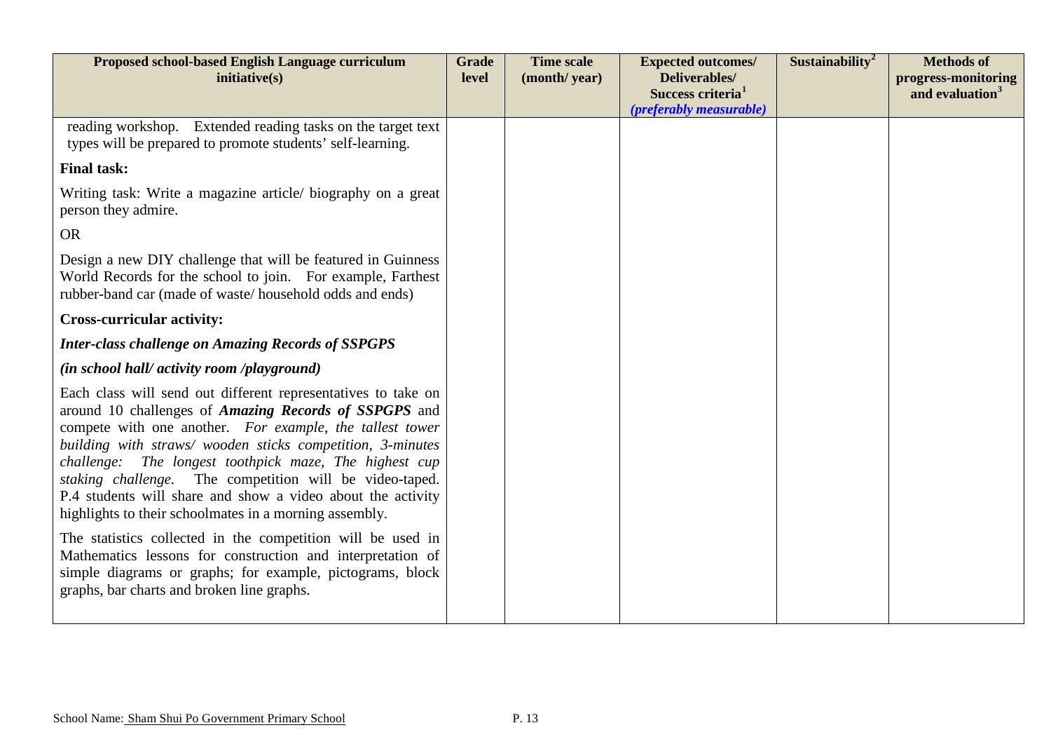| Proposed school-based English Language curriculum initiative(s) | Grade level | Time scale (month/ year) | Expected outcomes/ Deliverables/ Success criteria[1] *(preferably measurable)* | Sustainability[2] | Methods of progress-monitoring and evaluation[3] |
|---|---|---|---|---|---|
| reading workshop. Extended reading tasks on the target text types will be prepared to promote students' self-learning.<br><br>**Final task:**<br><br>Writing task: Write a magazine article/ biography on a great person they admire.<br><br>OR<br><br>Design a new DIY challenge that will be featured in Guinness World Records for the school to join. For example, Farthest rubber-band car (made of waste/ household odds and ends)<br><br>**Cross-curricular activity:**<br><br>***Inter-class challenge on Amazing Records of SSPGPS***<br><br>***(in school hall/ activity room /playground)***<br><br>Each class will send out different representatives to take on around 10 challenges of ***Amazing Records of SSPGPS*** and compete with one another. *For example, the tallest tower building with straws/ wooden sticks competition, 3-minutes challenge: The longest toothpick maze, The highest cup staking challenge.* The competition will be video-taped. P.4 students will share and show a video about the activity highlights to their schoolmates in a morning assembly.<br><br>The statistics collected in the competition will be used in Mathematics lessons for construction and interpretation of simple diagrams or graphs; for example, pictograms, block graphs, bar charts and broken line graphs. | | | | | |

School Name: Sham Shui Po Government Primary School